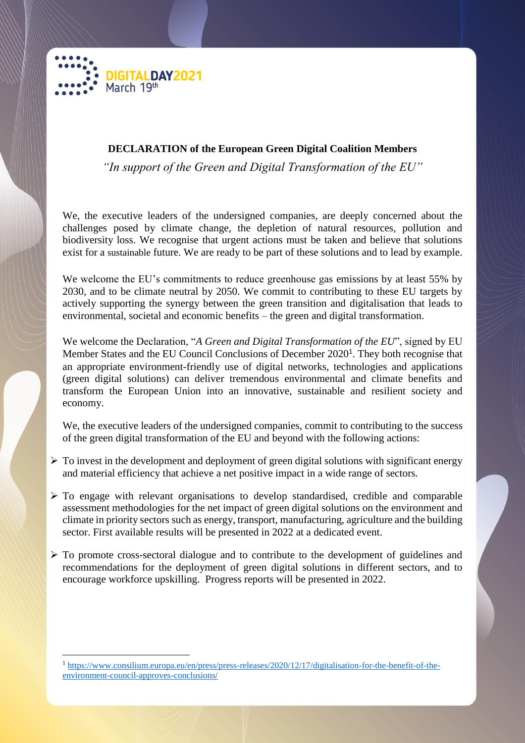DIGITALDAY2021
March 19th

**DECLARATION of the European Green Digital Coalition Members**

*"In support of the Green and Digital Transformation of the EU"*

We, the executive leaders of the undersigned companies, are deeply concerned about the challenges posed by climate change, the depletion of natural resources, pollution and biodiversity loss. We recognise that urgent actions must be taken and believe that solutions exist for a sustainable future. We are ready to be part of these solutions and to lead by example.

We welcome the EU's commitments to reduce greenhouse gas emissions by at least 55% by 2030, and to be climate neutral by 2050. We commit to contributing to these EU targets by actively supporting the synergy between the green transition and digitalisation that leads to environmental, societal and economic benefits – the green and digital transformation.

We welcome the Declaration, "*A Green and Digital Transformation of the EU*", signed by EU Member States and the EU Council Conclusions of December 2020[1]. They both recognise that an appropriate environment-friendly use of digital networks, technologies and applications (green digital solutions) can deliver tremendous environmental and climate benefits and transform the European Union into an innovative, sustainable and resilient society and economy.

We, the executive leaders of the undersigned companies, commit to contributing to the success of the green digital transformation of the EU and beyond with the following actions:

- To invest in the development and deployment of green digital solutions with significant energy and material efficiency that achieve a net positive impact in a wide range of sectors.
- To engage with relevant organisations to develop standardised, credible and comparable assessment methodologies for the net impact of green digital solutions on the environment and climate in priority sectors such as energy, transport, manufacturing, agriculture and the building sector. First available results will be presented in 2022 at a dedicated event.
- To promote cross-sectoral dialogue and to contribute to the development of guidelines and recommendations for the deployment of green digital solutions in different sectors, and to encourage workforce upskilling. Progress reports will be presented in 2022.

[1] https://www.consilium.europa.eu/en/press/press-releases/2020/12/17/digitalisation-for-the-benefit-of-the-environment-council-approves-conclusions/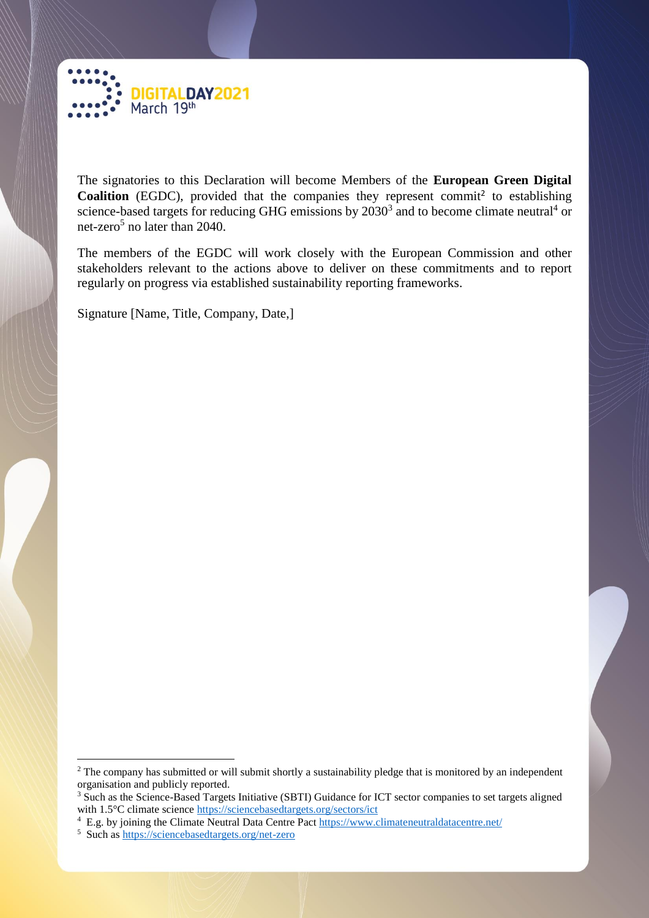The signatories to this Declaration will become Members of the **European Green Digital Coalition** (EGDC), provided that the companies they represent commit[2] to establishing science-based targets for reducing GHG emissions by 2030[3] and to become climate neutral[4] or net-zero[5] no later than 2040.

The members of the EGDC will work closely with the European Commission and other stakeholders relevant to the actions above to deliver on these commitments and to report regularly on progress via established sustainability reporting frameworks.

Signature [Name, Title, Company, Date,]

---

[2] The company has submitted or will submit shortly a sustainability pledge that is monitored by an independent organisation and publicly reported.

[3] Such as the Science-Based Targets Initiative (SBTI) Guidance for ICT sector companies to set targets aligned with 1.5°C climate science https://sciencebasedtargets.org/sectors/ict

[4] E.g. by joining the Climate Neutral Data Centre Pact https://www.climateneutraldatacentre.net/

[5] Such as https://sciencebasedtargets.org/net-zero